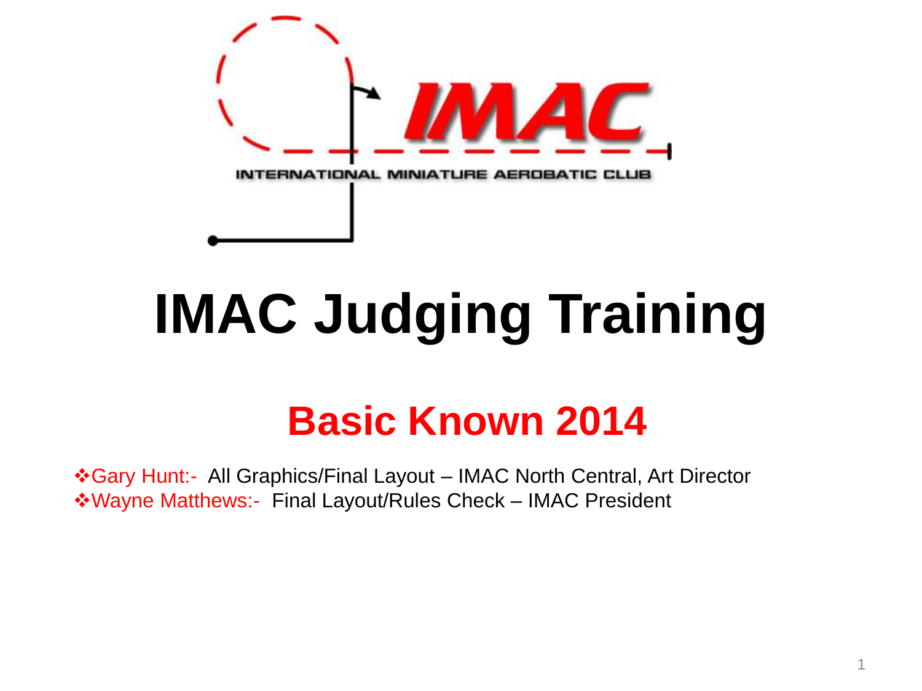IMAC

INTERNATIONAL MINIATURE AEROBATIC CLUB

# IMAC Judging Training

## Basic Known 2014

- ❖Gary Hunt:- All Graphics/Final Layout – IMAC North Central, Art Director
- ❖Wayne Matthews:- Final Layout/Rules Check – IMAC President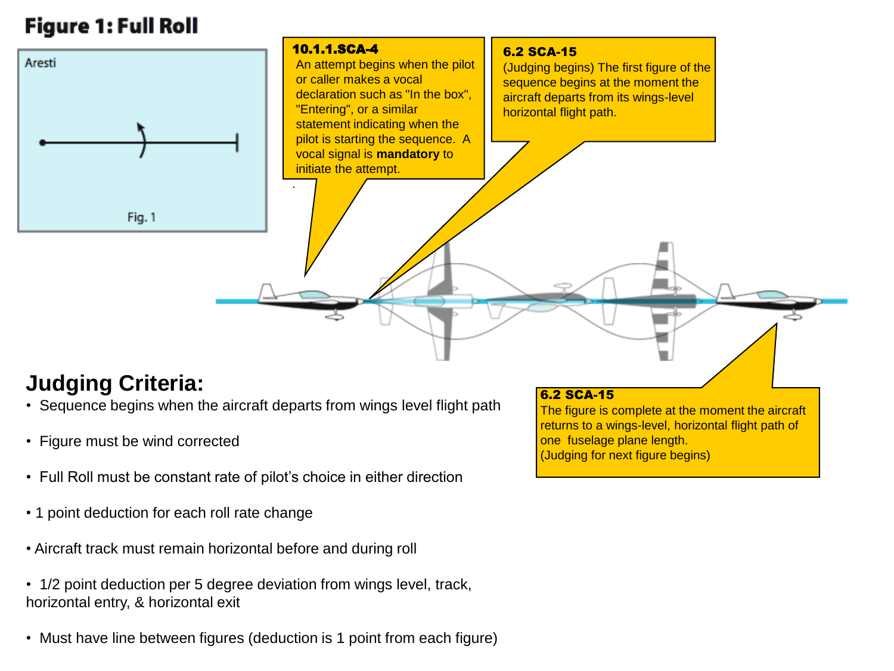# Figure 1: Full Roll

Aresti

Fig. 1

**10.1.1.SCA-4**
An attempt begins when the pilot or caller makes a vocal declaration such as "In the box", "Entering", or a similar statement indicating when the pilot is starting the sequence. A vocal signal is **mandatory** to initiate the attempt.

**6.2 SCA-15**
(Judging begins) The first figure of the sequence begins at the moment the aircraft departs from its wings-level horizontal flight path.

**6.2 SCA-15**
The figure is complete at the moment the aircraft returns to a wings-level, horizontal flight path of one fuselage plane length.
(Judging for next figure begins)

## Judging Criteria:

- Sequence begins when the aircraft departs from wings level flight path
- Figure must be wind corrected
- Full Roll must be constant rate of pilot's choice in either direction
- 1 point deduction for each roll rate change
- Aircraft track must remain horizontal before and during roll
- 1/2 point deduction per 5 degree deviation from wings level, track, horizontal entry, & horizontal exit
- Must have line between figures (deduction is 1 point from each figure)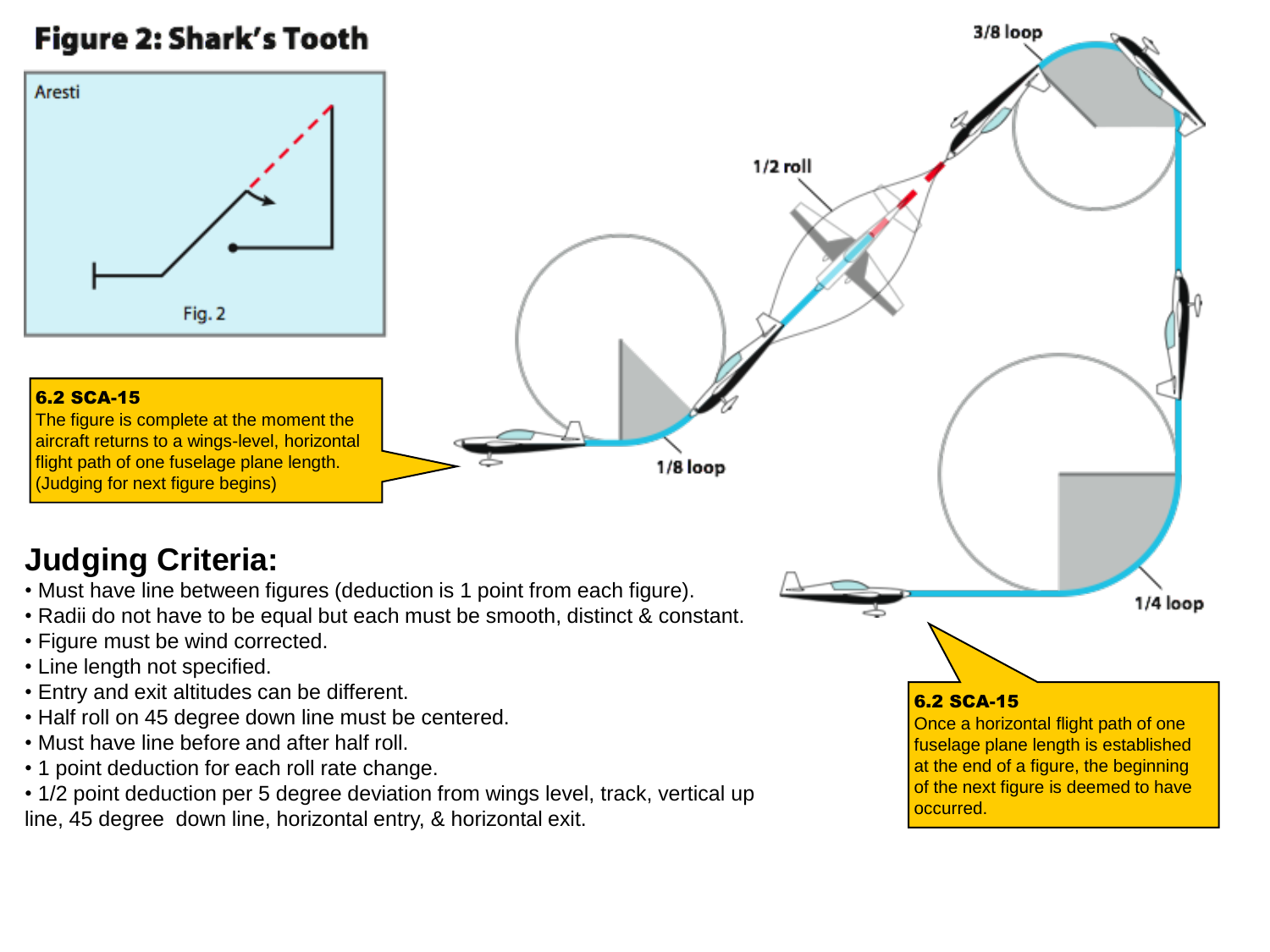# Figure 2: Shark's Tooth

Aresti

Fig. 2

**6.2 SCA-15**
The figure is complete at the moment the aircraft returns to a wings-level, horizontal flight path of one fuselage plane length. (Judging for next figure begins)

1/8 loop

1/2 roll

3/8 loop

1/4 loop

**6.2 SCA-15**
Once a horizontal flight path of one fuselage plane length is established at the end of a figure, the beginning of the next figure is deemed to have occurred.

## Judging Criteria:

- Must have line between figures (deduction is 1 point from each figure).
- Radii do not have to be equal but each must be smooth, distinct & constant.
- Figure must be wind corrected.
- Line length not specified.
- Entry and exit altitudes can be different.
- Half roll on 45 degree down line must be centered.
- Must have line before and after half roll.
- 1 point deduction for each roll rate change.
- 1/2 point deduction per 5 degree deviation from wings level, track, vertical up line, 45 degree down line, horizontal entry, & horizontal exit.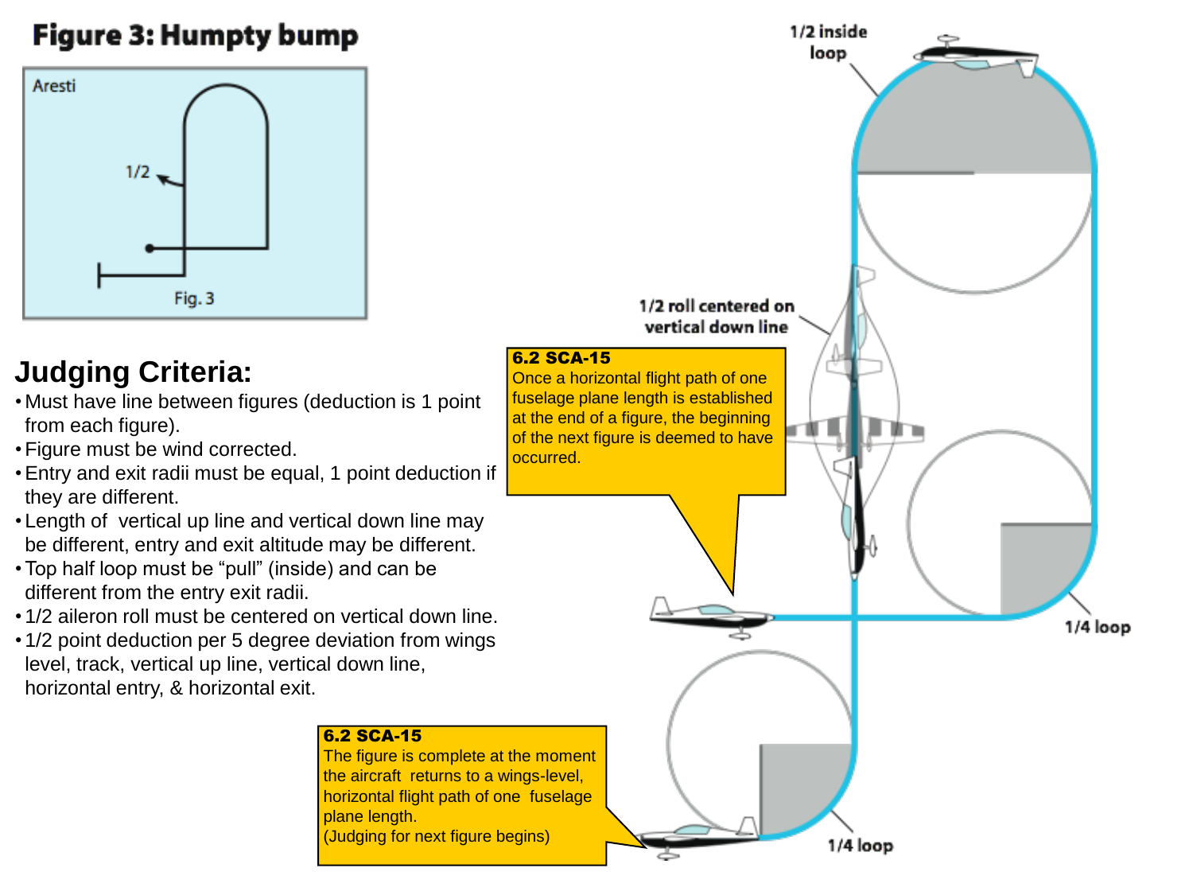# Figure 3: Humpty bump

Aresti

1/2

Fig. 3

## Judging Criteria:

- Must have line between figures (deduction is 1 point from each figure).
- Figure must be wind corrected.
- Entry and exit radii must be equal, 1 point deduction if they are different.
- Length of vertical up line and vertical down line may be different, entry and exit altitude may be different.
- Top half loop must be "pull" (inside) and can be different from the entry exit radii.
- 1/2 aileron roll must be centered on vertical down line.
- 1/2 point deduction per 5 degree deviation from wings level, track, vertical up line, vertical down line, horizontal entry, & horizontal exit.

1/2 inside loop

1/2 roll centered on vertical down line

**6.2 SCA-15**
Once a horizontal flight path of one fuselage plane length is established at the end of a figure, the beginning of the next figure is deemed to have occurred.

1/4 loop

**6.2 SCA-15**
The figure is complete at the moment the aircraft returns to a wings-level, horizontal flight path of one fuselage plane length.
(Judging for next figure begins)

1/4 loop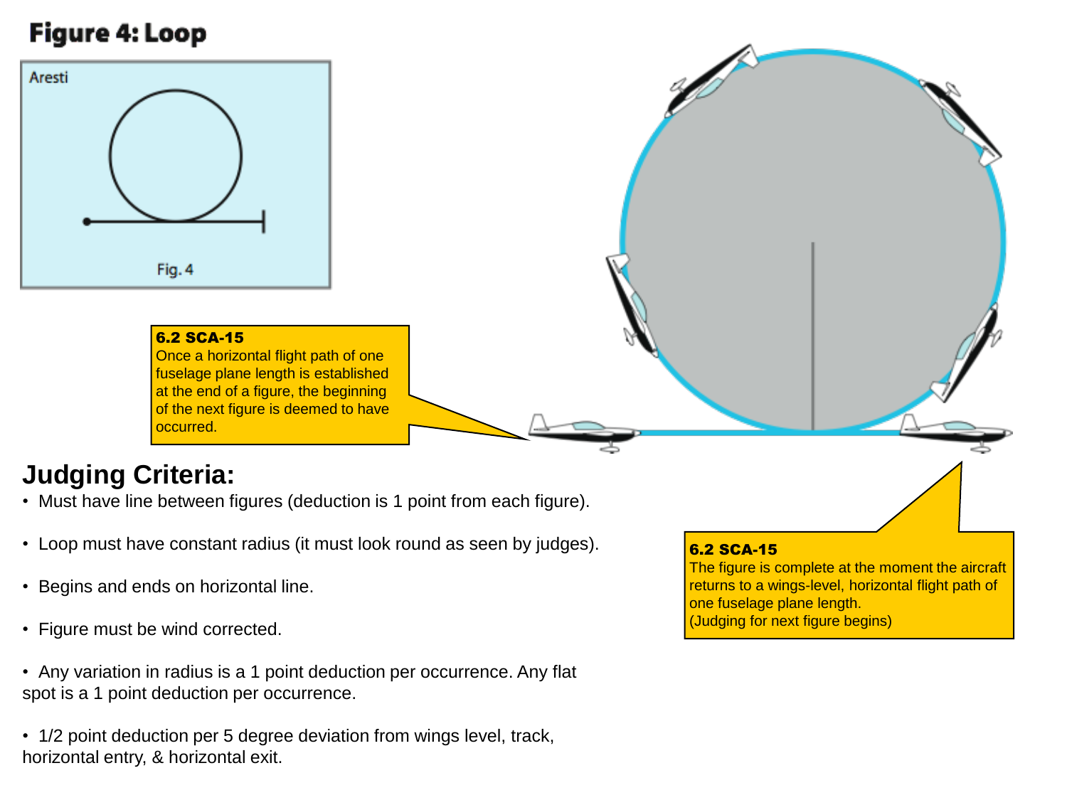# Figure 4: Loop

Aresti

Fig. 4

**6.2 SCA-15**
Once a horizontal flight path of one fuselage plane length is established at the end of a figure, the beginning of the next figure is deemed to have occurred.

**6.2 SCA-15**
The figure is complete at the moment the aircraft returns to a wings-level, horizontal flight path of one fuselage plane length.
(Judging for next figure begins)

## Judging Criteria:

- Must have line between figures (deduction is 1 point from each figure).
- Loop must have constant radius (it must look round as seen by judges).
- Begins and ends on horizontal line.
- Figure must be wind corrected.
- Any variation in radius is a 1 point deduction per occurrence. Any flat spot is a 1 point deduction per occurrence.
- 1/2 point deduction per 5 degree deviation from wings level, track, horizontal entry, & horizontal exit.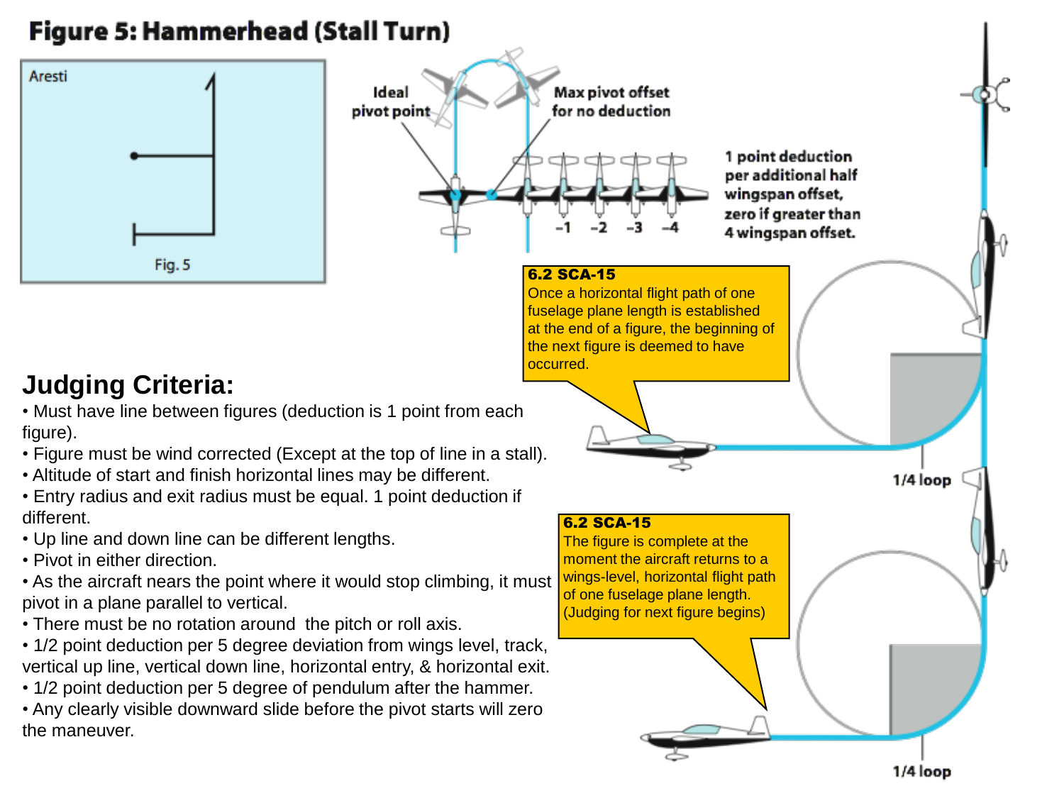# Figure 5: Hammerhead (Stall Turn)

Aresti

Fig. 5

Ideal pivot point

Max pivot offset for no deduction

1 point deduction per additional half wingspan offset, zero if greater than 4 wingspan offset.

-1 -2 -3 -4

**6.2 SCA-15**
Once a horizontal flight path of one fuselage plane length is established at the end of a figure, the beginning of the next figure is deemed to have occurred.

1/4 loop

**6.2 SCA-15**
The figure is complete at the moment the aircraft returns to a wings-level, horizontal flight path of one fuselage plane length. (Judging for next figure begins)

1/4 loop

## Judging Criteria:

- Must have line between figures (deduction is 1 point from each figure).
- Figure must be wind corrected (Except at the top of line in a stall).
- Altitude of start and finish horizontal lines may be different.
- Entry radius and exit radius must be equal. 1 point deduction if different.
- Up line and down line can be different lengths.
- Pivot in either direction.
- As the aircraft nears the point where it would stop climbing, it must pivot in a plane parallel to vertical.
- There must be no rotation around the pitch or roll axis.
- 1/2 point deduction per 5 degree deviation from wings level, track, vertical up line, vertical down line, horizontal entry, & horizontal exit.
- 1/2 point deduction per 5 degree of pendulum after the hammer.
- Any clearly visible downward slide before the pivot starts will zero the maneuver.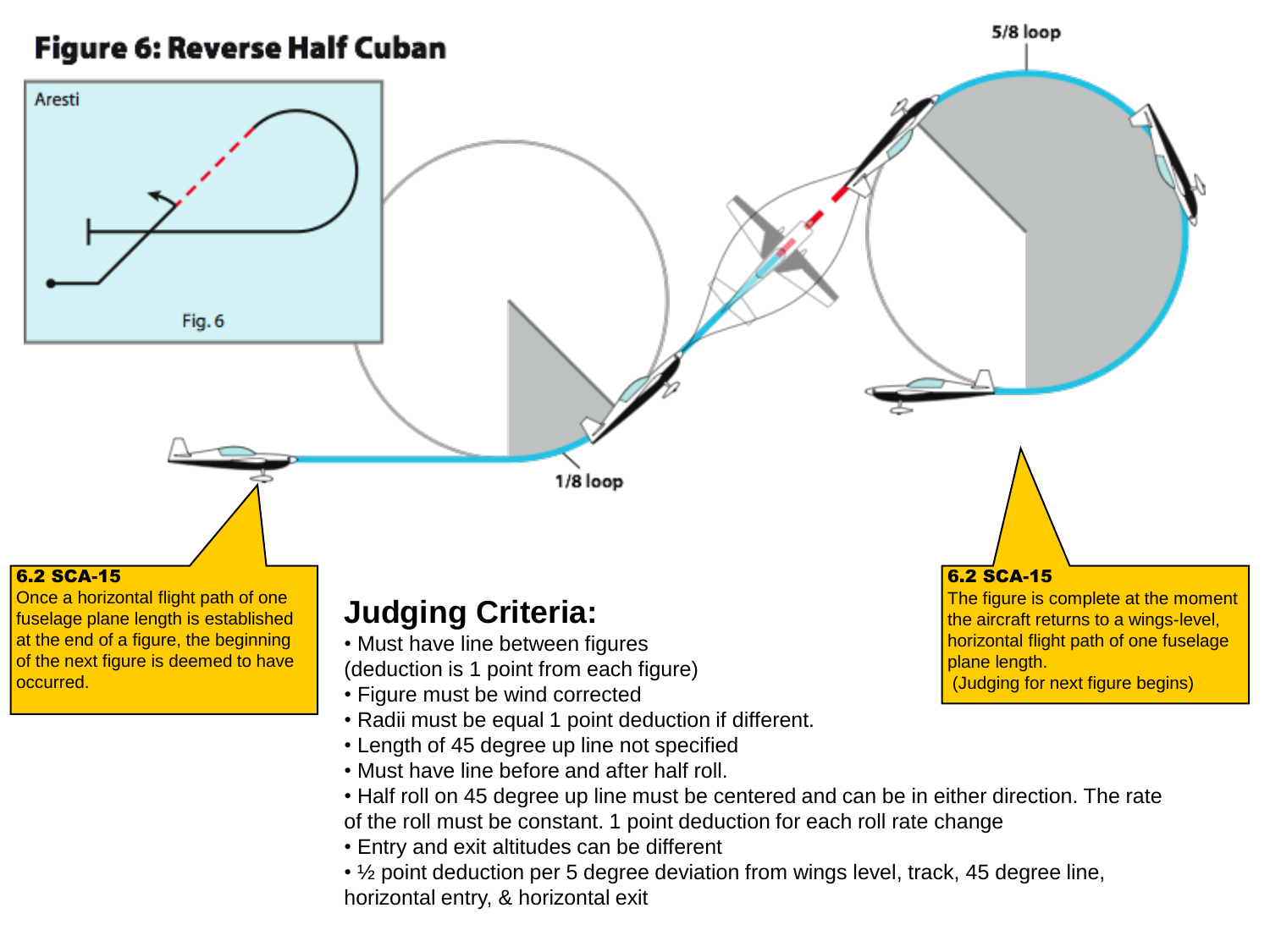# Figure 6: Reverse Half Cuban

Aresti

Fig. 6

5/8 loop

1/8 loop

**6.2 SCA-15**
Once a horizontal flight path of one fuselage plane length is established at the end of a figure, the beginning of the next figure is deemed to have occurred.

**6.2 SCA-15**
The figure is complete at the moment the aircraft returns to a wings-level, horizontal flight path of one fuselage plane length.
(Judging for next figure begins)

## Judging Criteria:

- Must have line between figures (deduction is 1 point from each figure)
- Figure must be wind corrected
- Radii must be equal 1 point deduction if different.
- Length of 45 degree up line not specified
- Must have line before and after half roll.
- Half roll on 45 degree up line must be centered and can be in either direction. The rate of the roll must be constant. 1 point deduction for each roll rate change
- Entry and exit altitudes can be different
- ½ point deduction per 5 degree deviation from wings level, track, 45 degree line, horizontal entry, & horizontal exit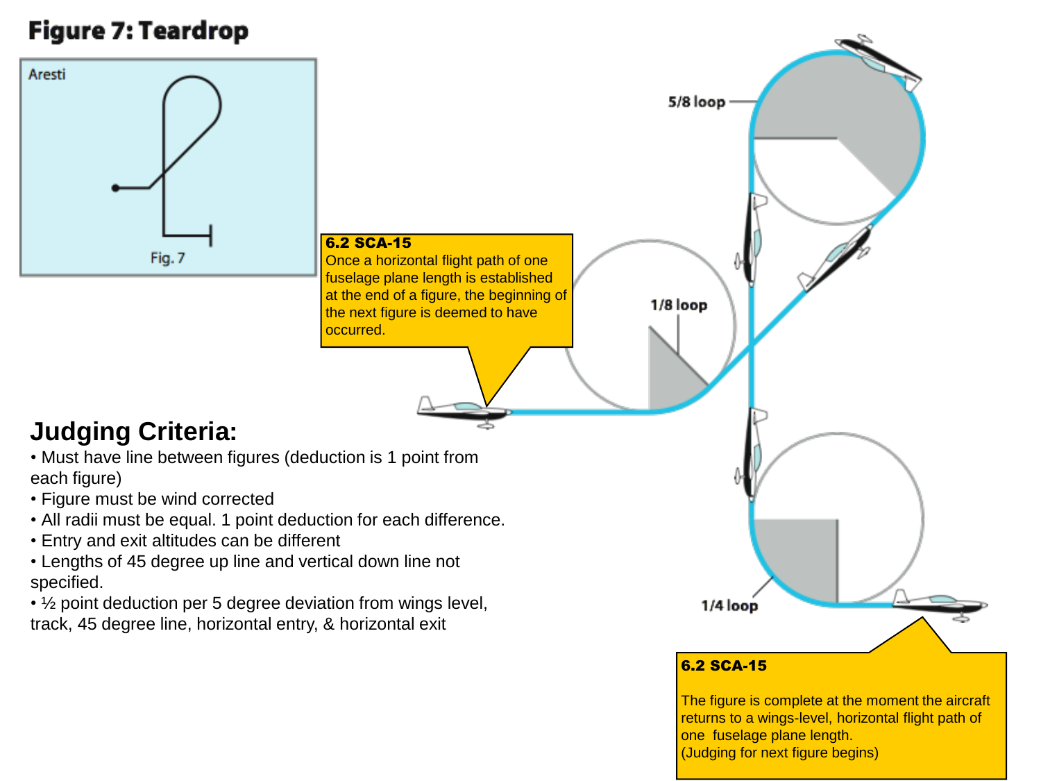# Figure 7: Teardrop

Aresti

Fig. 7

**6.2 SCA-15**
Once a horizontal flight path of one fuselage plane length is established at the end of a figure, the beginning of the next figure is deemed to have occurred.

5/8 loop

1/8 loop

1/4 loop

## Judging Criteria:

- Must have line between figures (deduction is 1 point from each figure)
- Figure must be wind corrected
- All radii must be equal. 1 point deduction for each difference.
- Entry and exit altitudes can be different
- Lengths of 45 degree up line and vertical down line not specified.
- ½ point deduction per 5 degree deviation from wings level, track, 45 degree line, horizontal entry, & horizontal exit

**6.2 SCA-15**

The figure is complete at the moment the aircraft returns to a wings-level, horizontal flight path of one fuselage plane length.
(Judging for next figure begins)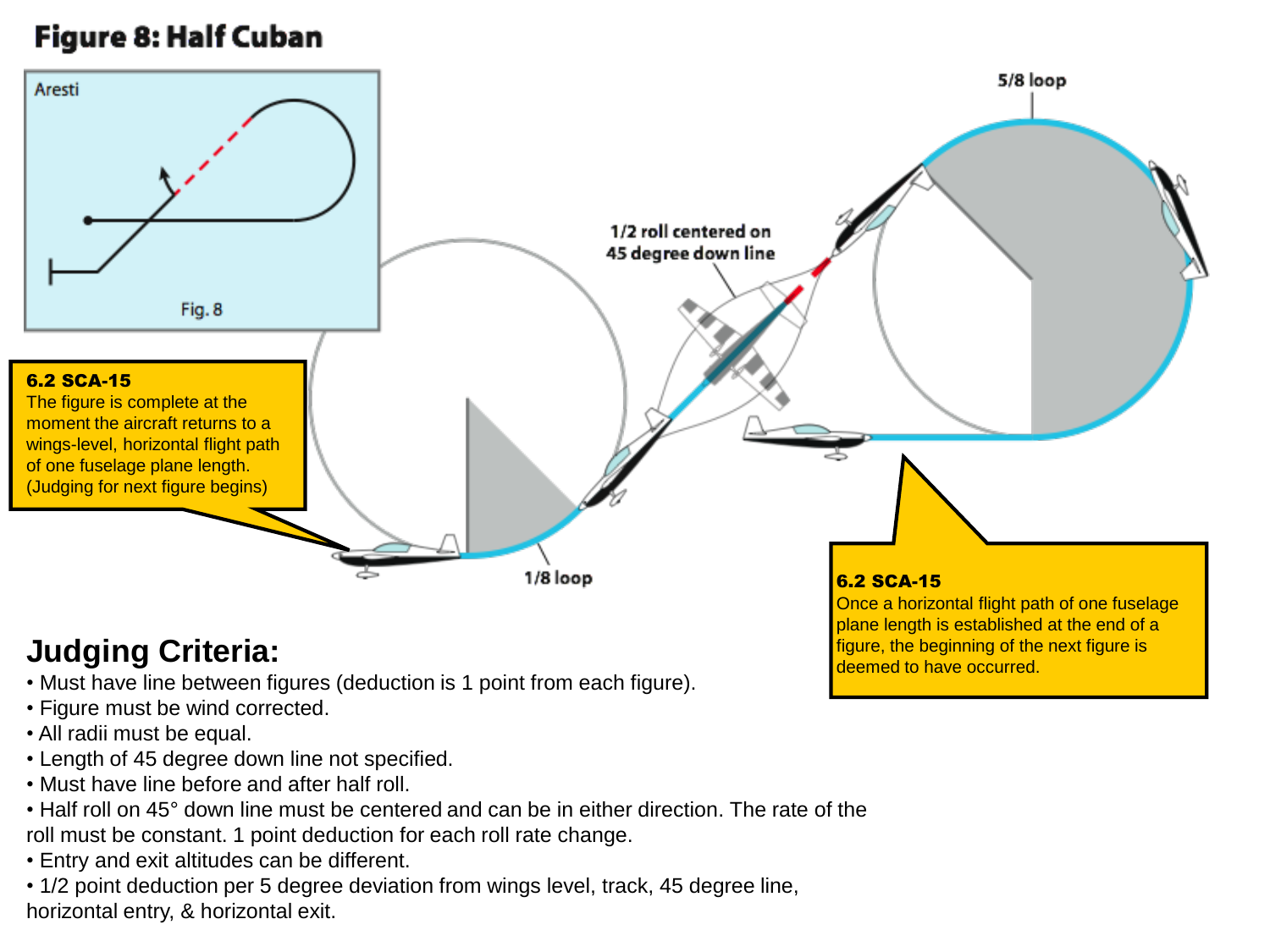# Figure 8: Half Cuban

Aresti

Fig. 8

5/8 loop

1/2 roll centered on 45 degree down line

1/8 loop

**6.2 SCA-15**
The figure is complete at the moment the aircraft returns to a wings-level, horizontal flight path of one fuselage plane length. (Judging for next figure begins)

**6.2 SCA-15**
Once a horizontal flight path of one fuselage plane length is established at the end of a figure, the beginning of the next figure is deemed to have occurred.

## Judging Criteria:

- Must have line between figures (deduction is 1 point from each figure).
- Figure must be wind corrected.
- All radii must be equal.
- Length of 45 degree down line not specified.
- Must have line before and after half roll.
- Half roll on 45° down line must be centered and can be in either direction. The rate of the roll must be constant. 1 point deduction for each roll rate change.
- Entry and exit altitudes can be different.
- 1/2 point deduction per 5 degree deviation from wings level, track, 45 degree line, horizontal entry, & horizontal exit.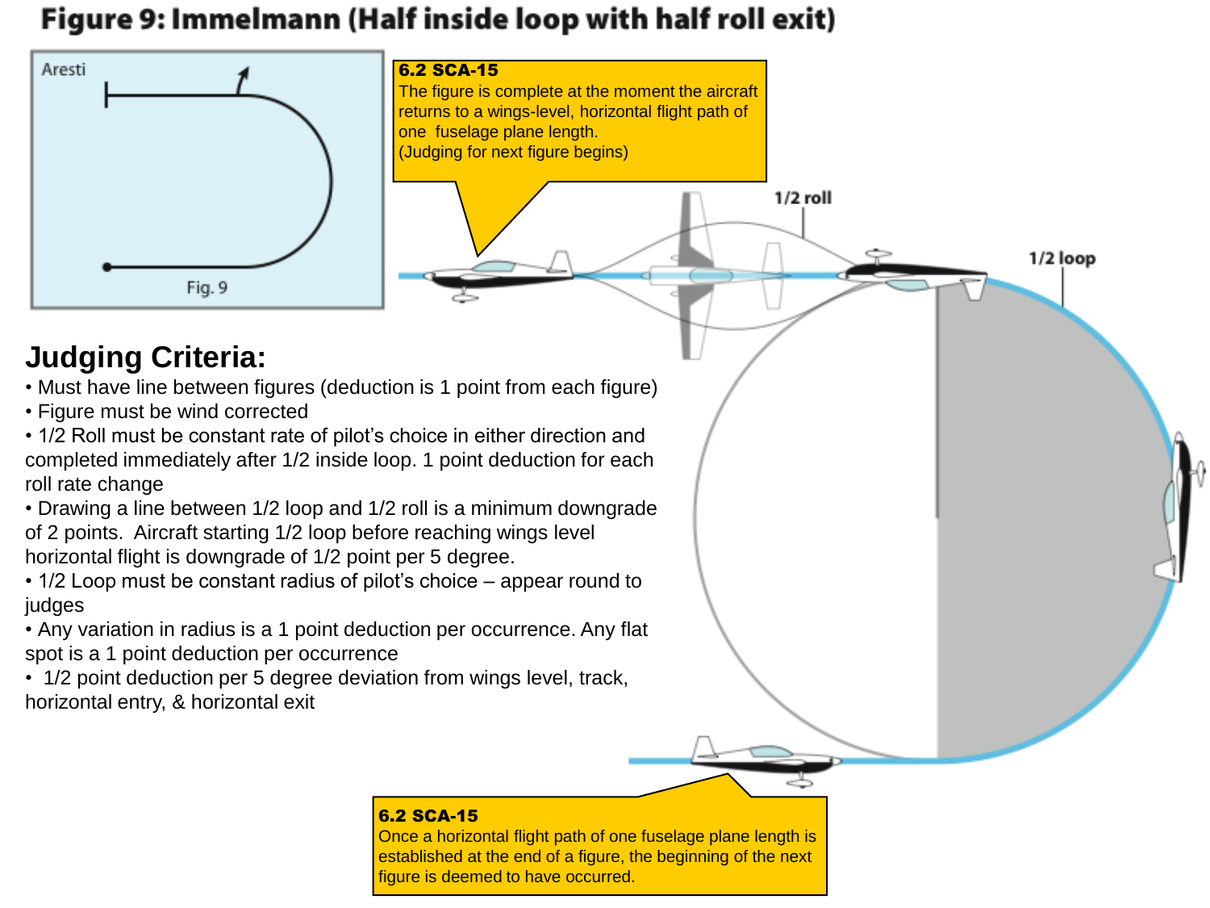# Figure 9: Immelmann (Half inside loop with half roll exit)

Aresti

Fig. 9

**6.2 SCA-15**
The figure is complete at the moment the aircraft returns to a wings-level, horizontal flight path of one fuselage plane length.
(Judging for next figure begins)

1/2 roll

1/2 loop

## Judging Criteria:

- Must have line between figures (deduction is 1 point from each figure)
- Figure must be wind corrected
- 1/2 Roll must be constant rate of pilot's choice in either direction and completed immediately after 1/2 inside loop. 1 point deduction for each roll rate change
- Drawing a line between 1/2 loop and 1/2 roll is a minimum downgrade of 2 points. Aircraft starting 1/2 loop before reaching wings level horizontal flight is downgrade of 1/2 point per 5 degree.
- 1/2 Loop must be constant radius of pilot's choice – appear round to judges
- Any variation in radius is a 1 point deduction per occurrence. Any flat spot is a 1 point deduction per occurrence
- 1/2 point deduction per 5 degree deviation from wings level, track, horizontal entry, & horizontal exit

**6.2 SCA-15**
Once a horizontal flight path of one fuselage plane length is established at the end of a figure, the beginning of the next figure is deemed to have occurred.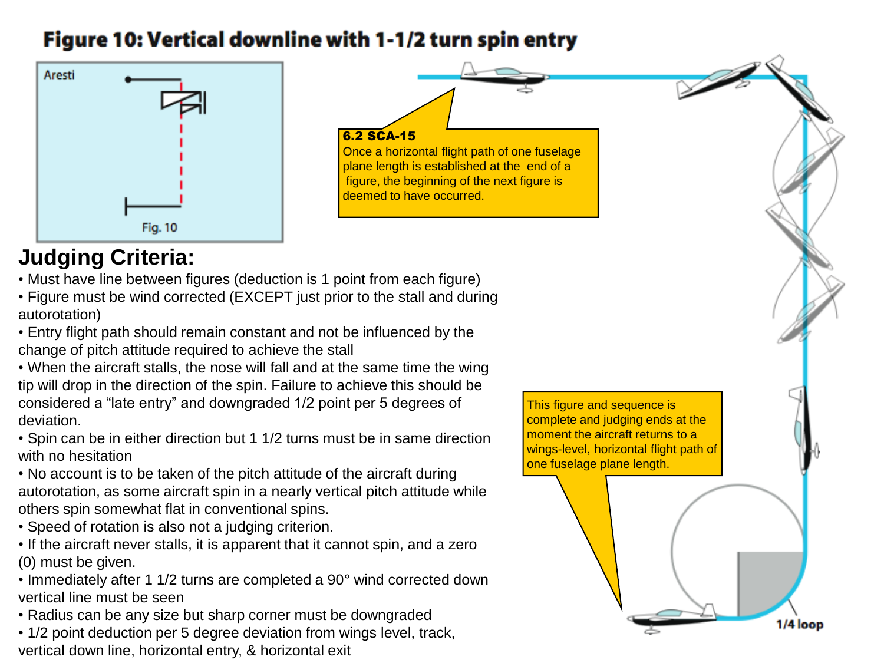# Figure 10: Vertical downline with 1-1/2 turn spin entry

Aresti

Fig. 10

**6.2 SCA-15**
Once a horizontal flight path of one fuselage plane length is established at the end of a figure, the beginning of the next figure is deemed to have occurred.

This figure and sequence is complete and judging ends at the moment the aircraft returns to a wings-level, horizontal flight path of one fuselage plane length.

1/4 loop

## Judging Criteria:

- Must have line between figures (deduction is 1 point from each figure)
- Figure must be wind corrected (EXCEPT just prior to the stall and during autorotation)
- Entry flight path should remain constant and not be influenced by the change of pitch attitude required to achieve the stall
- When the aircraft stalls, the nose will fall and at the same time the wing tip will drop in the direction of the spin. Failure to achieve this should be considered a "late entry" and downgraded 1/2 point per 5 degrees of deviation.
- Spin can be in either direction but 1 1/2 turns must be in same direction with no hesitation
- No account is to be taken of the pitch attitude of the aircraft during autorotation, as some aircraft spin in a nearly vertical pitch attitude while others spin somewhat flat in conventional spins.
- Speed of rotation is also not a judging criterion.
- If the aircraft never stalls, it is apparent that it cannot spin, and a zero (0) must be given.
- Immediately after 1 1/2 turns are completed a 90° wind corrected down vertical line must be seen
- Radius can be any size but sharp corner must be downgraded
- 1/2 point deduction per 5 degree deviation from wings level, track, vertical down line, horizontal entry, & horizontal exit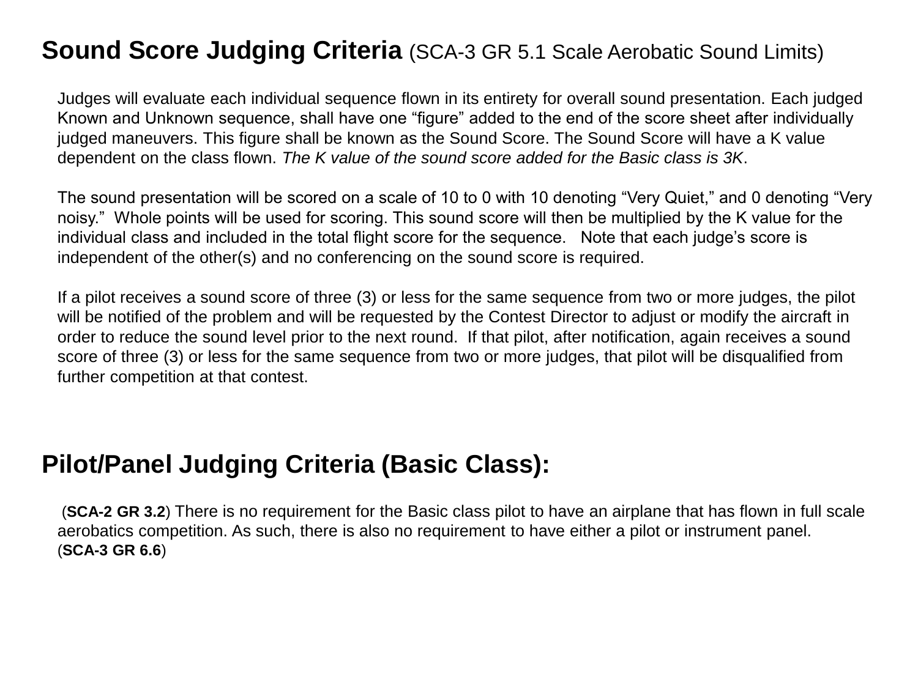## **Sound Score Judging Criteria** (SCA-3 GR 5.1 Scale Aerobatic Sound Limits)

Judges will evaluate each individual sequence flown in its entirety for overall sound presentation. Each judged Known and Unknown sequence, shall have one “figure” added to the end of the score sheet after individually judged maneuvers. This figure shall be known as the Sound Score. The Sound Score will have a K value dependent on the class flown. *The K value of the sound score added for the Basic class is 3K*.

The sound presentation will be scored on a scale of 10 to 0 with 10 denoting “Very Quiet,” and 0 denoting “Very noisy.” Whole points will be used for scoring. This sound score will then be multiplied by the K value for the individual class and included in the total flight score for the sequence. Note that each judge’s score is independent of the other(s) and no conferencing on the sound score is required.

If a pilot receives a sound score of three (3) or less for the same sequence from two or more judges, the pilot will be notified of the problem and will be requested by the Contest Director to adjust or modify the aircraft in order to reduce the sound level prior to the next round. If that pilot, after notification, again receives a sound score of three (3) or less for the same sequence from two or more judges, that pilot will be disqualified from further competition at that contest.

## **Pilot/Panel Judging Criteria (Basic Class):**

(**SCA-2 GR 3.2**) There is no requirement for the Basic class pilot to have an airplane that has flown in full scale aerobatics competition. As such, there is also no requirement to have either a pilot or instrument panel. (**SCA-3 GR 6.6**)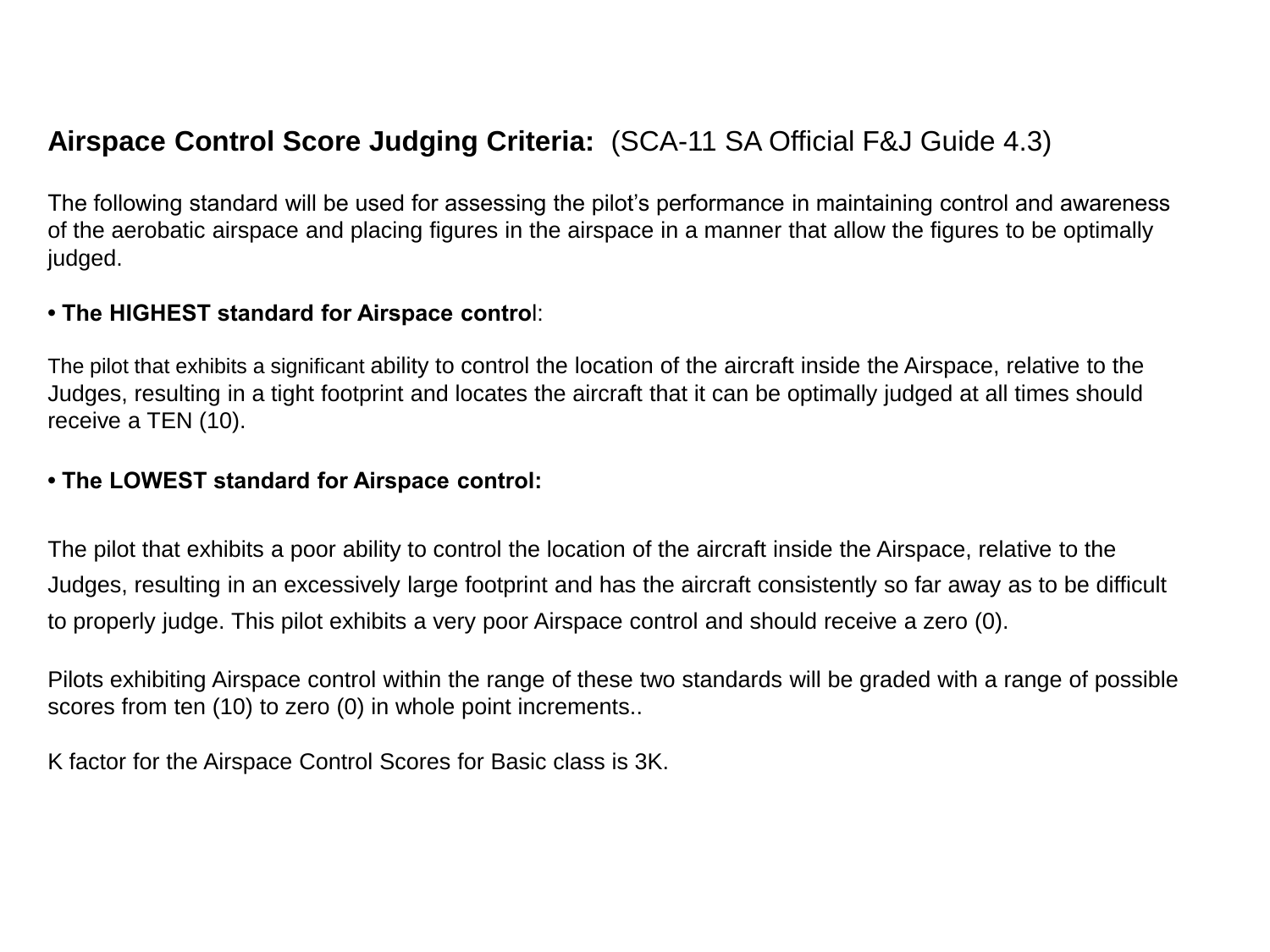## **Airspace Control Score Judging Criteria:** (SCA-11 SA Official F&J Guide 4.3)

The following standard will be used for assessing the pilot's performance in maintaining control and awareness of the aerobatic airspace and placing figures in the airspace in a manner that allow the figures to be optimally judged.

- **The HIGHEST standard for Airspace control**:

The pilot that exhibits a significant ability to control the location of the aircraft inside the Airspace, relative to the Judges, resulting in a tight footprint and locates the aircraft that it can be optimally judged at all times should receive a TEN (10).

- **The LOWEST standard for Airspace control:**

The pilot that exhibits a poor ability to control the location of the aircraft inside the Airspace, relative to the Judges, resulting in an excessively large footprint and has the aircraft consistently so far away as to be difficult to properly judge. This pilot exhibits a very poor Airspace control and should receive a zero (0).

Pilots exhibiting Airspace control within the range of these two standards will be graded with a range of possible scores from ten (10) to zero (0) in whole point increments..

K factor for the Airspace Control Scores for Basic class is 3K.